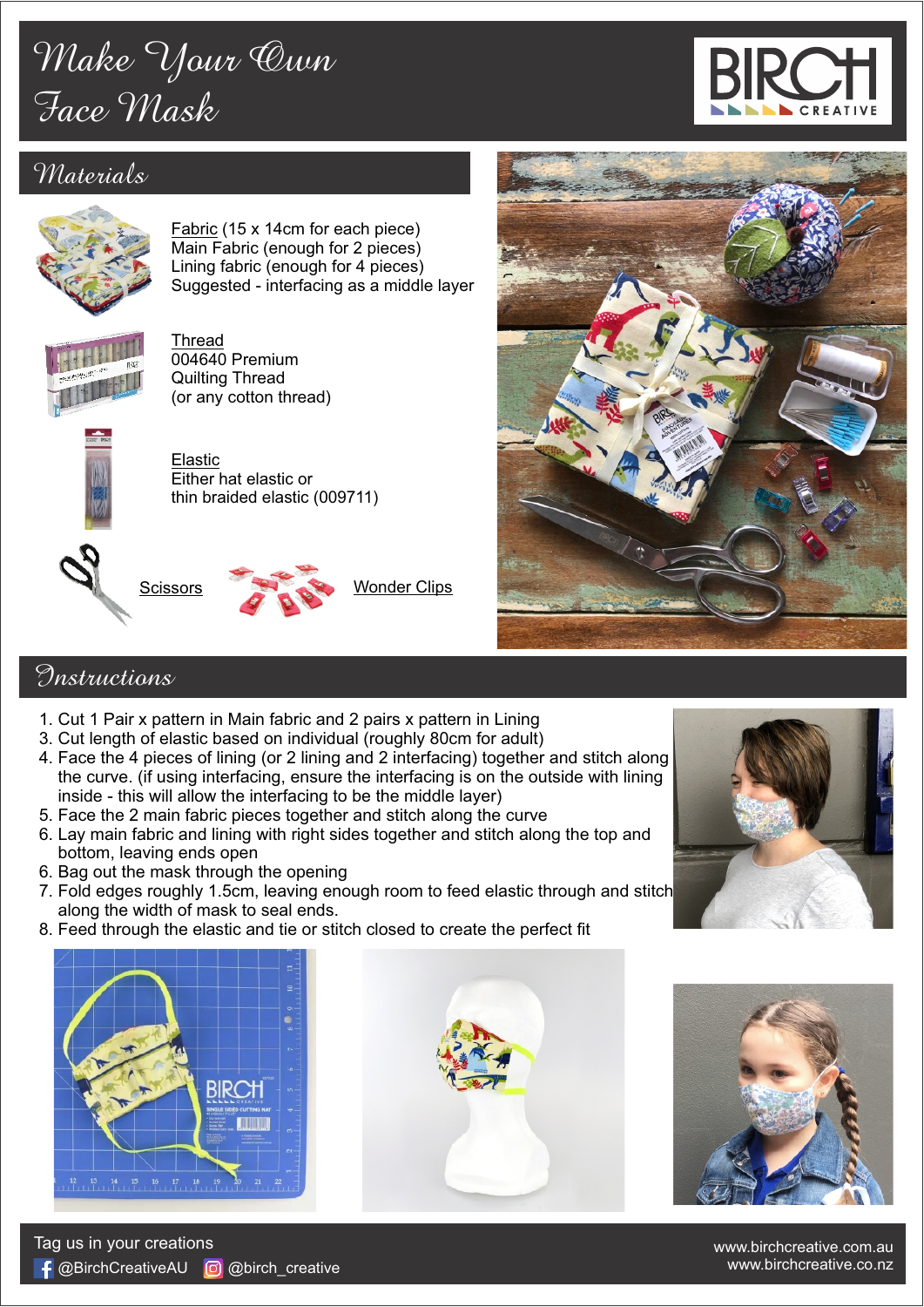# Make Your Own Face Mask

## Materials

Fabric (15 x 14cm for each piece)
Main Fabric (enough for 2 pieces)
Lining fabric (enough for 4 pieces)
Suggested - interfacing as a middle layer

Thread
004640 Premium
Quilting Thread
(or any cotton thread)

Elastic
Either hat elastic or
thin braided elastic (009711)

Scissors

Wonder Clips

## Instructions

1. Cut 1 Pair x pattern in Main fabric and 2 pairs x pattern in Lining
3. Cut length of elastic based on individual (roughly 80cm for adult)
4. Face the 4 pieces of lining (or 2 lining and 2 interfacing) together and stitch along the curve. (if using interfacing, ensure the interfacing is on the outside with lining inside - this will allow the interfacing to be the middle layer)
5. Face the 2 main fabric pieces together and stitch along the curve
6. Lay main fabric and lining with right sides together and stitch along the top and bottom, leaving ends open
6. Bag out the mask through the opening
7. Fold edges roughly 1.5cm, leaving enough room to feed elastic through and stitch along the width of mask to seal ends.
8. Feed through the elastic and tie or stitch closed to create the perfect fit

Tag us in your creations
@BirchCreativeAU @birch_creative

www.birchcreative.com.au
www.birchcreative.co.nz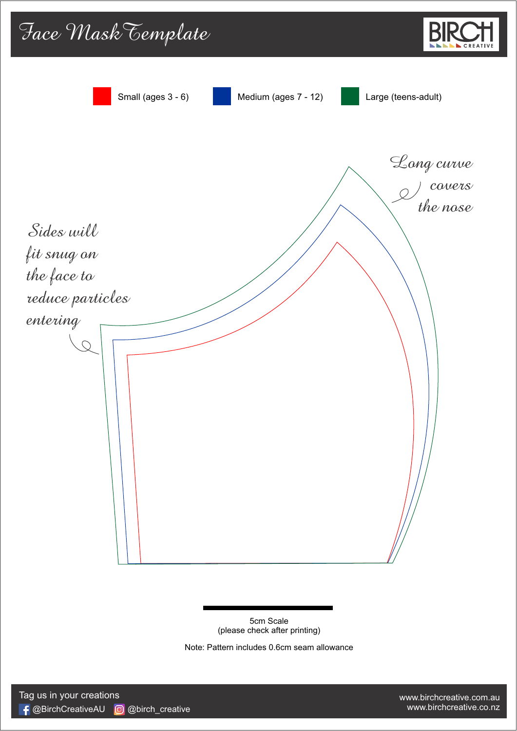# Face Mask Template

BIRCH CREATIVE

Small (ages 3 - 6)

Medium (ages 7 - 12)

Large (teens-adult)

*Long curve covers the nose*

*Sides will fit snug on the face to reduce particles entering*

5cm Scale
(please check after printing)

Note: Pattern includes 0.6cm seam allowance

Tag us in your creations

@BirchCreativeAU @birch_creative

www.birchcreative.com.au
www.birchcreative.co.nz